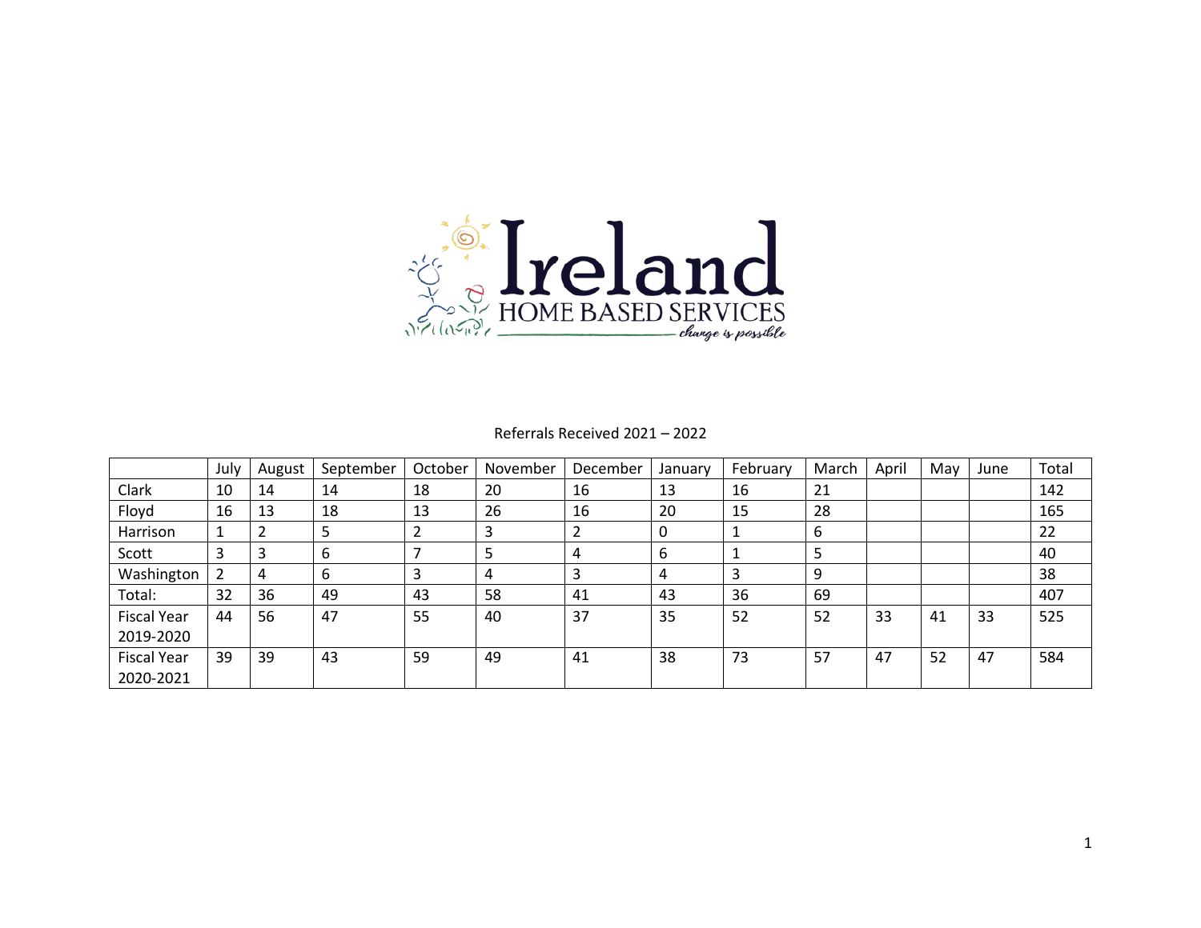Ireland HOME BASED SERVICES
*change is possible*

Referrals Received 2021 – 2022

| | July | August | September | October | November | December | January | February | March | April | May | June | Total |
|---|---|---|---|---|---|---|---|---|---|---|---|---|---|
| Clark | 10 | 14 | 14 | 18 | 20 | 16 | 13 | 16 | 21 | | | | 142 |
| Floyd | 16 | 13 | 18 | 13 | 26 | 16 | 20 | 15 | 28 | | | | 165 |
| Harrison | 1 | 2 | 5 | 2 | 3 | 2 | 0 | 1 | 6 | | | | 22 |
| Scott | 3 | 3 | 6 | 7 | 5 | 4 | 6 | 1 | 5 | | | | 40 |
| Washington | 2 | 4 | 6 | 3 | 4 | 3 | 4 | 3 | 9 | | | | 38 |
| Total: | 32 | 36 | 49 | 43 | 58 | 41 | 43 | 36 | 69 | | | | 407 |
| Fiscal Year 2019-2020 | 44 | 56 | 47 | 55 | 40 | 37 | 35 | 52 | 52 | 33 | 41 | 33 | 525 |
| Fiscal Year 2020-2021 | 39 | 39 | 43 | 59 | 49 | 41 | 38 | 73 | 57 | 47 | 52 | 47 | 584 |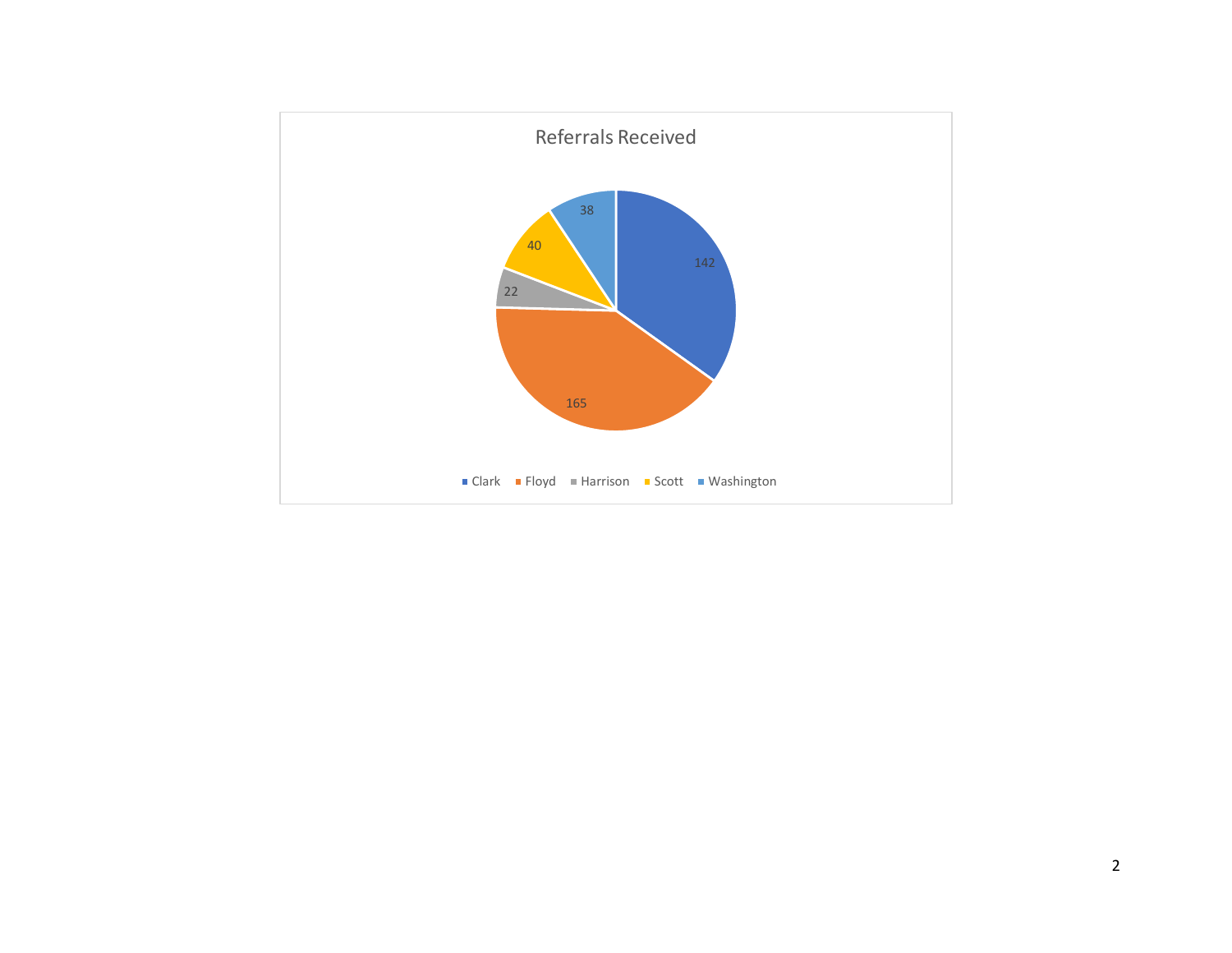## Referrals Received

| County | Referrals |
|---|---|
| Clark | 142 |
| Floyd | 165 |
| Harrison | 22 |
| Scott | 40 |
| Washington | 38 |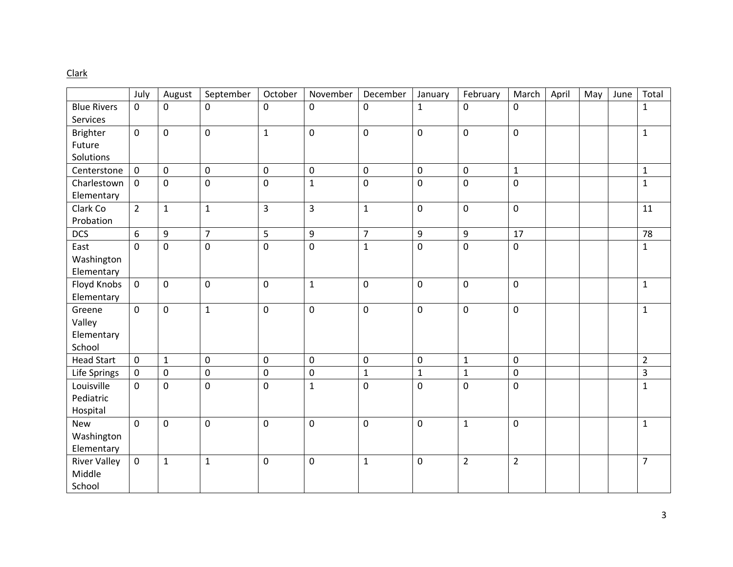<u>Clark</u>

| | July | August | September | October | November | December | January | February | March | April | May | June | Total |
|---|---|---|---|---|---|---|---|---|---|---|---|---|---|
| Blue Rivers Services | 0 | 0 | 0 | 0 | 0 | 0 | 1 | 0 | 0 | | | | 1 |
| Brighter Future Solutions | 0 | 0 | 0 | 1 | 0 | 0 | 0 | 0 | 0 | | | | 1 |
| Centerstone | 0 | 0 | 0 | 0 | 0 | 0 | 0 | 0 | 1 | | | | 1 |
| Charlestown Elementary | 0 | 0 | 0 | 0 | 1 | 0 | 0 | 0 | 0 | | | | 1 |
| Clark Co Probation | 2 | 1 | 1 | 3 | 3 | 1 | 0 | 0 | 0 | | | | 11 |
| DCS | 6 | 9 | 7 | 5 | 9 | 7 | 9 | 9 | 17 | | | | 78 |
| East Washington Elementary | 0 | 0 | 0 | 0 | 0 | 1 | 0 | 0 | 0 | | | | 1 |
| Floyd Knobs Elementary | 0 | 0 | 0 | 0 | 1 | 0 | 0 | 0 | 0 | | | | 1 |
| Greene Valley Elementary School | 0 | 0 | 1 | 0 | 0 | 0 | 0 | 0 | 0 | | | | 1 |
| Head Start | 0 | 1 | 0 | 0 | 0 | 0 | 0 | 1 | 0 | | | | 2 |
| Life Springs | 0 | 0 | 0 | 0 | 0 | 1 | 1 | 1 | 0 | | | | 3 |
| Louisville Pediatric Hospital | 0 | 0 | 0 | 0 | 1 | 0 | 0 | 0 | 0 | | | | 1 |
| New Washington Elementary | 0 | 0 | 0 | 0 | 0 | 0 | 0 | 1 | 0 | | | | 1 |
| River Valley Middle School | 0 | 1 | 1 | 0 | 0 | 1 | 0 | 2 | 2 | | | | 7 |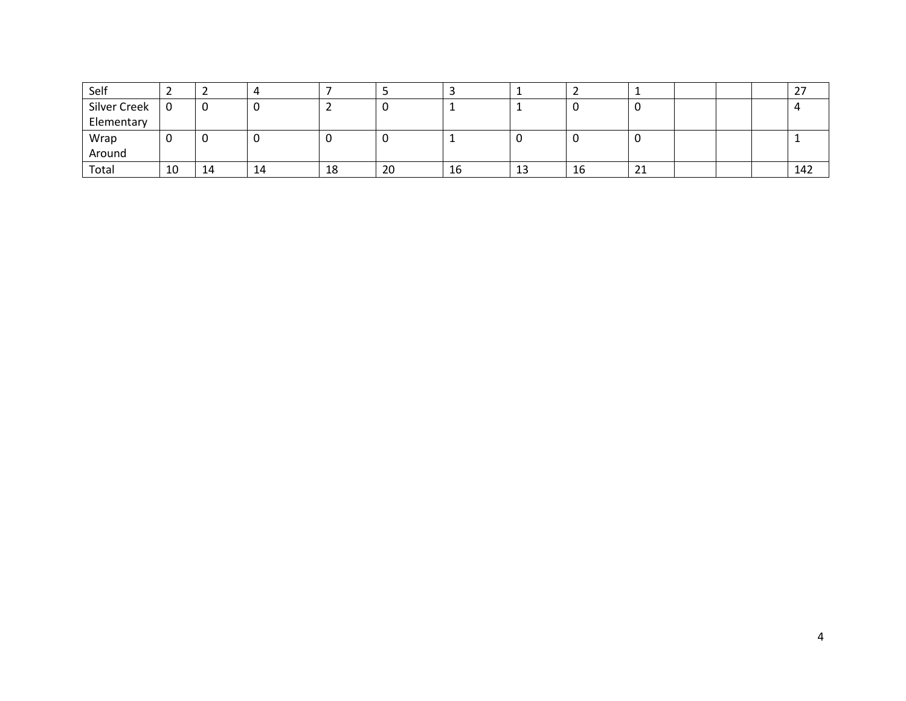| | | | | | | | | | | | | | |
|---|---|---|---|---|---|---|---|---|---|---|---|---|---|
| Self | 2 | 2 | 4 | 7 | 5 | 3 | 1 | 2 | 1 | | | | 27 |
| Silver Creek Elementary | 0 | 0 | 0 | 2 | 0 | 1 | 1 | 0 | 0 | | | | 4 |
| Wrap Around | 0 | 0 | 0 | 0 | 0 | 1 | 0 | 0 | 0 | | | | 1 |
| Total | 10 | 14 | 14 | 18 | 20 | 16 | 13 | 16 | 21 | | | | 142 |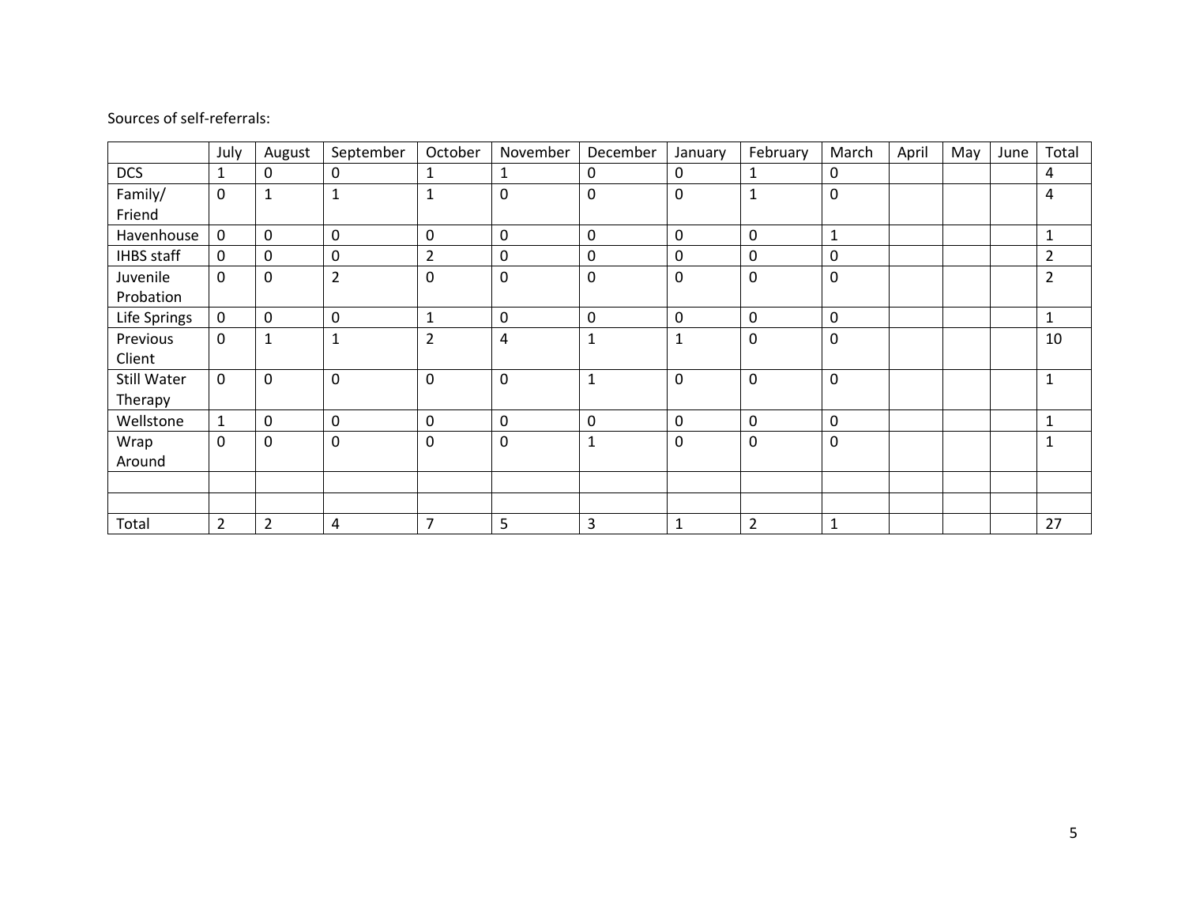Sources of self-referrals:

| | July | August | September | October | November | December | January | February | March | April | May | June | Total |
|---|---|---|---|---|---|---|---|---|---|---|---|---|---|
| DCS | 1 | 0 | 0 | 1 | 1 | 0 | 0 | 1 | 0 | | | | 4 |
| Family/ Friend | 0 | 1 | 1 | 1 | 0 | 0 | 0 | 1 | 0 | | | | 4 |
| Havenhouse | 0 | 0 | 0 | 0 | 0 | 0 | 0 | 0 | 1 | | | | 1 |
| IHBS staff | 0 | 0 | 0 | 2 | 0 | 0 | 0 | 0 | 0 | | | | 2 |
| Juvenile Probation | 0 | 0 | 2 | 0 | 0 | 0 | 0 | 0 | 0 | | | | 2 |
| Life Springs | 0 | 0 | 0 | 1 | 0 | 0 | 0 | 0 | 0 | | | | 1 |
| Previous Client | 0 | 1 | 1 | 2 | 4 | 1 | 1 | 0 | 0 | | | | 10 |
| Still Water Therapy | 0 | 0 | 0 | 0 | 0 | 1 | 0 | 0 | 0 | | | | 1 |
| Wellstone | 1 | 0 | 0 | 0 | 0 | 0 | 0 | 0 | 0 | | | | 1 |
| Wrap Around | 0 | 0 | 0 | 0 | 0 | 1 | 0 | 0 | 0 | | | | 1 |
| | | | | | | | | | | | | | |
| | | | | | | | | | | | | | |
| Total | 2 | 2 | 4 | 7 | 5 | 3 | 1 | 2 | 1 | | | | 27 |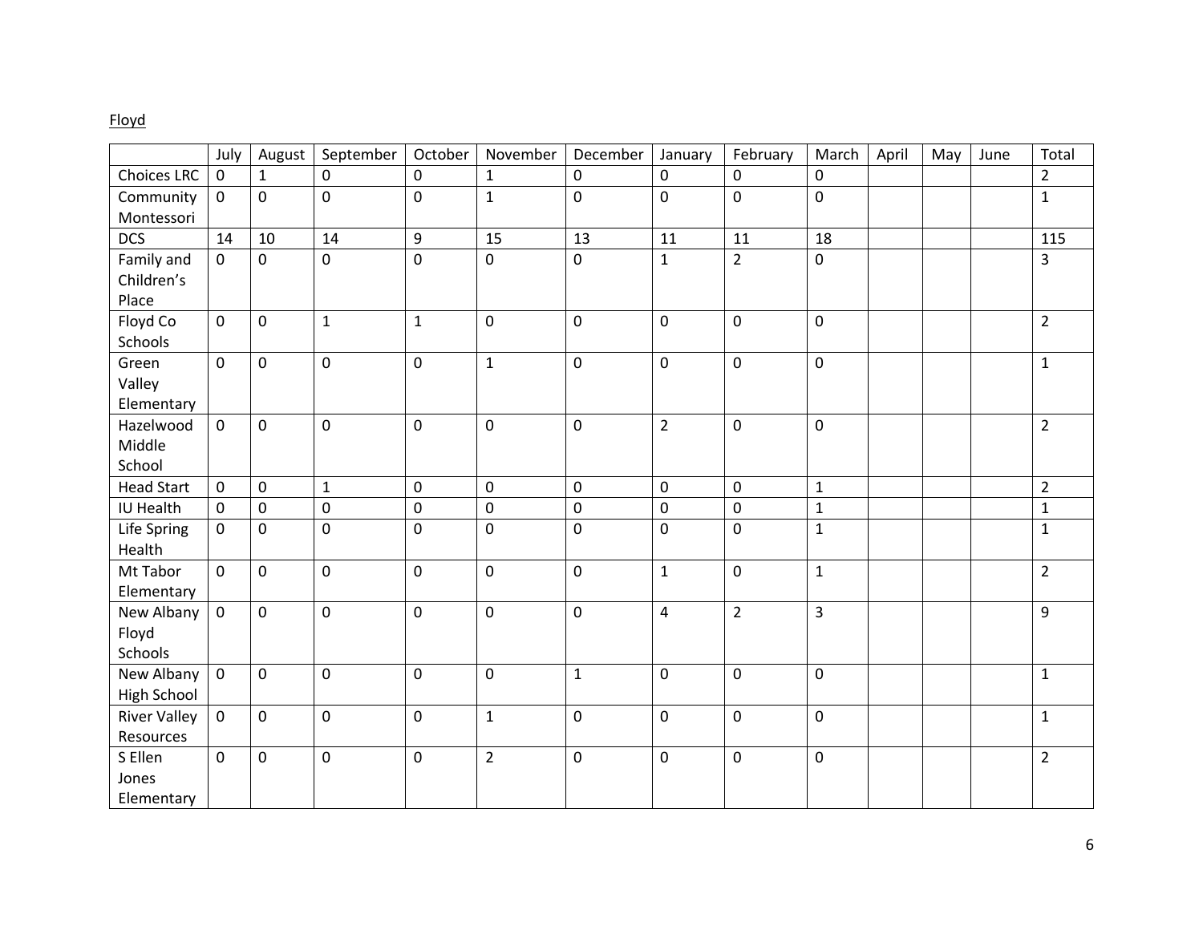Floyd

| | July | August | September | October | November | December | January | February | March | April | May | June | Total |
|---|---|---|---|---|---|---|---|---|---|---|---|---|---|
| Choices LRC | 0 | 1 | 0 | 0 | 1 | 0 | 0 | 0 | 0 | | | | 2 |
| Community Montessori | 0 | 0 | 0 | 0 | 1 | 0 | 0 | 0 | 0 | | | | 1 |
| DCS | 14 | 10 | 14 | 9 | 15 | 13 | 11 | 11 | 18 | | | | 115 |
| Family and Children's Place | 0 | 0 | 0 | 0 | 0 | 0 | 1 | 2 | 0 | | | | 3 |
| Floyd Co Schools | 0 | 0 | 1 | 1 | 0 | 0 | 0 | 0 | 0 | | | | 2 |
| Green Valley Elementary | 0 | 0 | 0 | 0 | 1 | 0 | 0 | 0 | 0 | | | | 1 |
| Hazelwood Middle School | 0 | 0 | 0 | 0 | 0 | 0 | 2 | 0 | 0 | | | | 2 |
| Head Start | 0 | 0 | 1 | 0 | 0 | 0 | 0 | 0 | 1 | | | | 2 |
| IU Health | 0 | 0 | 0 | 0 | 0 | 0 | 0 | 0 | 1 | | | | 1 |
| Life Spring Health | 0 | 0 | 0 | 0 | 0 | 0 | 0 | 0 | 1 | | | | 1 |
| Mt Tabor Elementary | 0 | 0 | 0 | 0 | 0 | 0 | 1 | 0 | 1 | | | | 2 |
| New Albany Floyd Schools | 0 | 0 | 0 | 0 | 0 | 0 | 4 | 2 | 3 | | | | 9 |
| New Albany High School | 0 | 0 | 0 | 0 | 0 | 1 | 0 | 0 | 0 | | | | 1 |
| River Valley Resources | 0 | 0 | 0 | 0 | 1 | 0 | 0 | 0 | 0 | | | | 1 |
| S Ellen Jones Elementary | 0 | 0 | 0 | 0 | 2 | 0 | 0 | 0 | 0 | | | | 2 |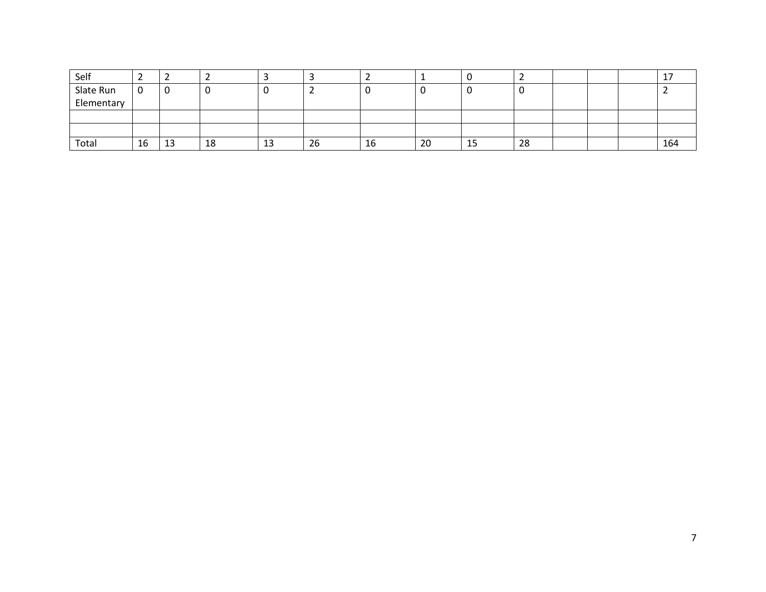| Self | 2 | 2 | 2 | 3 | 3 | 2 | 1 | 0 | 2 | | | | 17 |
|---|---|---|---|---|---|---|---|---|---|---|---|---|---|
| Slate Run Elementary | 0 | 0 | 0 | 0 | 2 | 0 | 0 | 0 | 0 | | | | 2 |
| | | | | | | | | | | | | | |
| | | | | | | | | | | | | | |
| Total | 16 | 13 | 18 | 13 | 26 | 16 | 20 | 15 | 28 | | | | 164 |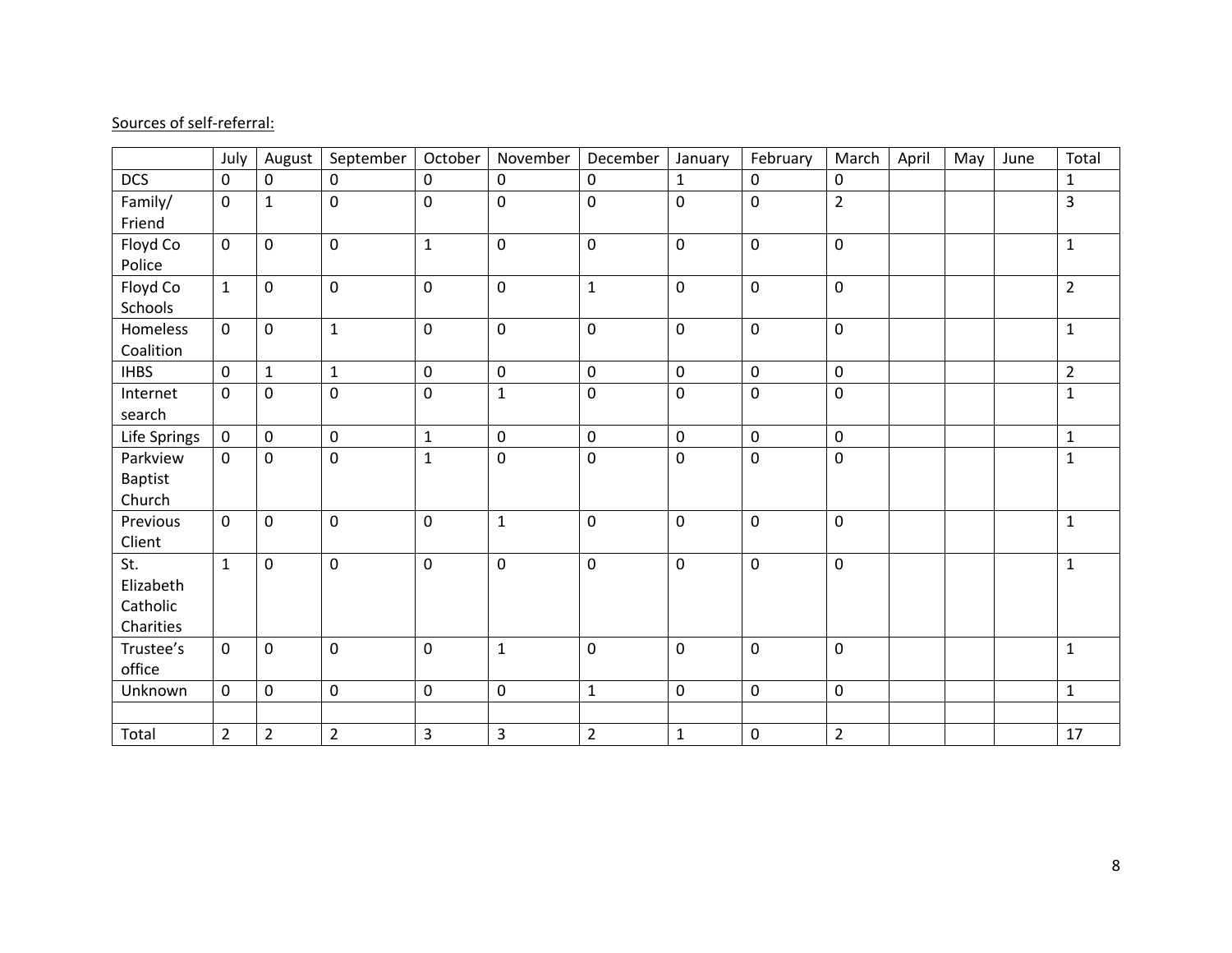Sources of self-referral:

| | July | August | September | October | November | December | January | February | March | April | May | June | Total |
|---|---|---|---|---|---|---|---|---|---|---|---|---|---|
| DCS | 0 | 0 | 0 | 0 | 0 | 0 | 1 | 0 | 0 | | | | 1 |
| Family/ Friend | 0 | 1 | 0 | 0 | 0 | 0 | 0 | 0 | 2 | | | | 3 |
| Floyd Co Police | 0 | 0 | 0 | 1 | 0 | 0 | 0 | 0 | 0 | | | | 1 |
| Floyd Co Schools | 1 | 0 | 0 | 0 | 0 | 1 | 0 | 0 | 0 | | | | 2 |
| Homeless Coalition | 0 | 0 | 1 | 0 | 0 | 0 | 0 | 0 | 0 | | | | 1 |
| IHBS | 0 | 1 | 1 | 0 | 0 | 0 | 0 | 0 | 0 | | | | 2 |
| Internet search | 0 | 0 | 0 | 0 | 1 | 0 | 0 | 0 | 0 | | | | 1 |
| Life Springs | 0 | 0 | 0 | 1 | 0 | 0 | 0 | 0 | 0 | | | | 1 |
| Parkview Baptist Church | 0 | 0 | 0 | 1 | 0 | 0 | 0 | 0 | 0 | | | | 1 |
| Previous Client | 0 | 0 | 0 | 0 | 1 | 0 | 0 | 0 | 0 | | | | 1 |
| St. Elizabeth Catholic Charities | 1 | 0 | 0 | 0 | 0 | 0 | 0 | 0 | 0 | | | | 1 |
| Trustee's office | 0 | 0 | 0 | 0 | 1 | 0 | 0 | 0 | 0 | | | | 1 |
| Unknown | 0 | 0 | 0 | 0 | 0 | 1 | 0 | 0 | 0 | | | | 1 |
| | | | | | | | | | | | | | |
| Total | 2 | 2 | 2 | 3 | 3 | 2 | 1 | 0 | 2 | | | | 17 |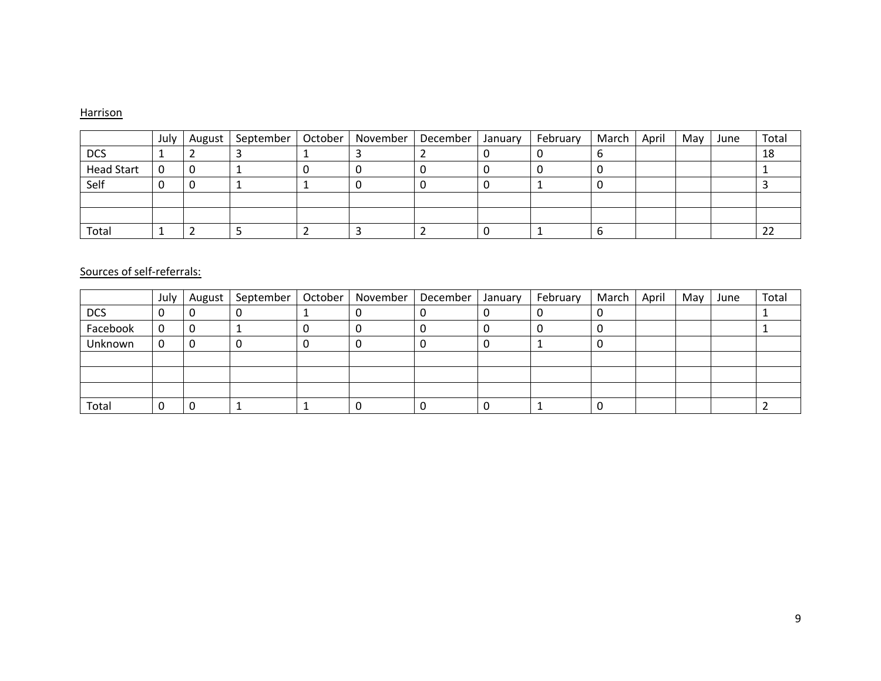Harrison

| | July | August | September | October | November | December | January | February | March | April | May | June | Total |
|---|---|---|---|---|---|---|---|---|---|---|---|---|---|
| DCS | 1 | 2 | 3 | 1 | 3 | 2 | 0 | 0 | 6 | | | | 18 |
| Head Start | 0 | 0 | 1 | 0 | 0 | 0 | 0 | 0 | 0 | | | | 1 |
| Self | 0 | 0 | 1 | 1 | 0 | 0 | 0 | 1 | 0 | | | | 3 |
| | | | | | | | | | | | | | |
| | | | | | | | | | | | | | |
| Total | 1 | 2 | 5 | 2 | 3 | 2 | 0 | 1 | 6 | | | | 22 |

Sources of self-referrals:

| | July | August | September | October | November | December | January | February | March | April | May | June | Total |
|---|---|---|---|---|---|---|---|---|---|---|---|---|---|
| DCS | 0 | 0 | 0 | 1 | 0 | 0 | 0 | 0 | 0 | | | | 1 |
| Facebook | 0 | 0 | 1 | 0 | 0 | 0 | 0 | 0 | 0 | | | | 1 |
| Unknown | 0 | 0 | 0 | 0 | 0 | 0 | 0 | 1 | 0 | | | | |
| | | | | | | | | | | | | | |
| | | | | | | | | | | | | | |
| | | | | | | | | | | | | | |
| Total | 0 | 0 | 1 | 1 | 0 | 0 | 0 | 1 | 0 | | | | 2 |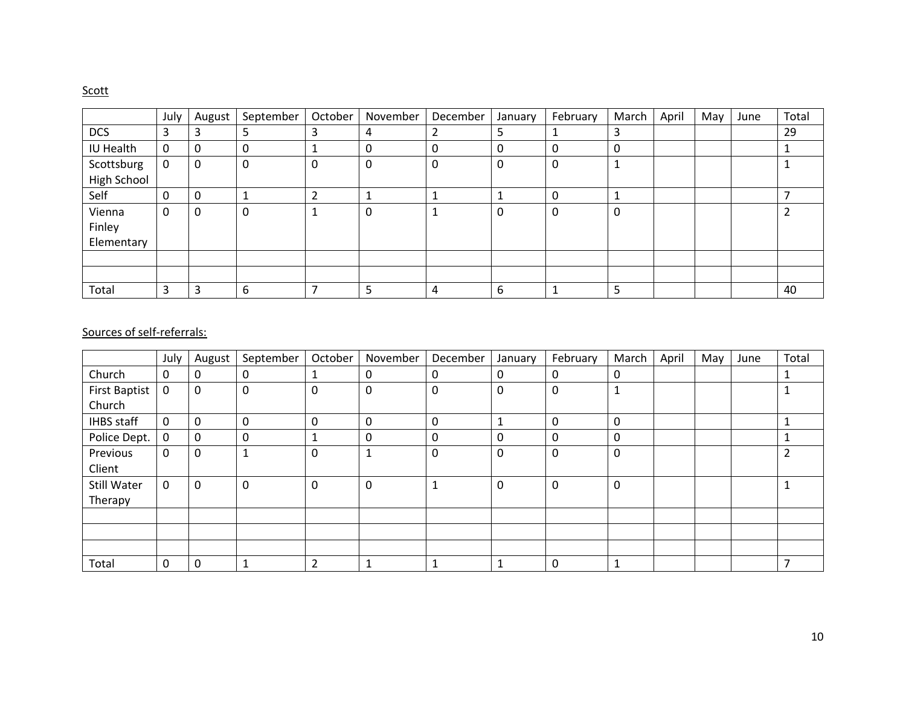Scott

| | July | August | September | October | November | December | January | February | March | April | May | June | Total |
|---|---|---|---|---|---|---|---|---|---|---|---|---|---|
| DCS | 3 | 3 | 5 | 3 | 4 | 2 | 5 | 1 | 3 | | | | 29 |
| IU Health | 0 | 0 | 0 | 1 | 0 | 0 | 0 | 0 | 0 | | | | 1 |
| Scottsburg High School | 0 | 0 | 0 | 0 | 0 | 0 | 0 | 0 | 1 | | | | 1 |
| Self | 0 | 0 | 1 | 2 | 1 | 1 | 1 | 0 | 1 | | | | 7 |
| Vienna Finley Elementary | 0 | 0 | 0 | 1 | 0 | 1 | 0 | 0 | 0 | | | | 2 |
| | | | | | | | | | | | | | |
| | | | | | | | | | | | | | |
| Total | 3 | 3 | 6 | 7 | 5 | 4 | 6 | 1 | 5 | | | | 40 |

Sources of self-referrals:

| | July | August | September | October | November | December | January | February | March | April | May | June | Total |
|---|---|---|---|---|---|---|---|---|---|---|---|---|---|
| Church | 0 | 0 | 0 | 1 | 0 | 0 | 0 | 0 | 0 | | | | 1 |
| First Baptist Church | 0 | 0 | 0 | 0 | 0 | 0 | 0 | 0 | 1 | | | | 1 |
| IHBS staff | 0 | 0 | 0 | 0 | 0 | 0 | 1 | 0 | 0 | | | | 1 |
| Police Dept. | 0 | 0 | 0 | 1 | 0 | 0 | 0 | 0 | 0 | | | | 1 |
| Previous Client | 0 | 0 | 1 | 0 | 1 | 0 | 0 | 0 | 0 | | | | 2 |
| Still Water Therapy | 0 | 0 | 0 | 0 | 0 | 1 | 0 | 0 | 0 | | | | 1 |
| | | | | | | | | | | | | | |
| | | | | | | | | | | | | | |
| | | | | | | | | | | | | | |
| Total | 0 | 0 | 1 | 2 | 1 | 1 | 1 | 0 | 1 | | | | 7 |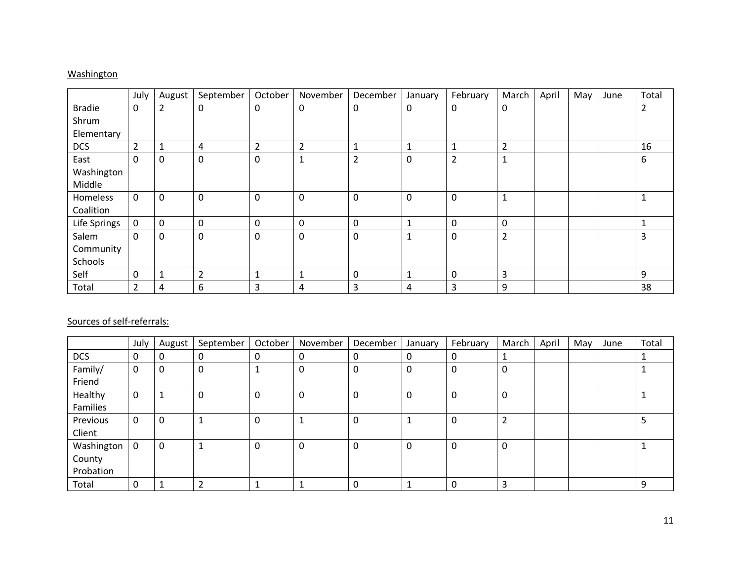Washington

| | July | August | September | October | November | December | January | February | March | April | May | June | Total |
|---|---|---|---|---|---|---|---|---|---|---|---|---|---|
| Bradie Shrum Elementary | 0 | 2 | 0 | 0 | 0 | 0 | 0 | 0 | 0 | | | | 2 |
| DCS | 2 | 1 | 4 | 2 | 2 | 1 | 1 | 1 | 2 | | | | 16 |
| East Washington Middle | 0 | 0 | 0 | 0 | 1 | 2 | 0 | 2 | 1 | | | | 6 |
| Homeless Coalition | 0 | 0 | 0 | 0 | 0 | 0 | 0 | 0 | 1 | | | | 1 |
| Life Springs | 0 | 0 | 0 | 0 | 0 | 0 | 1 | 0 | 0 | | | | 1 |
| Salem Community Schools | 0 | 0 | 0 | 0 | 0 | 0 | 1 | 0 | 2 | | | | 3 |
| Self | 0 | 1 | 2 | 1 | 1 | 0 | 1 | 0 | 3 | | | | 9 |
| Total | 2 | 4 | 6 | 3 | 4 | 3 | 4 | 3 | 9 | | | | 38 |

Sources of self-referrals:

| | July | August | September | October | November | December | January | February | March | April | May | June | Total |
|---|---|---|---|---|---|---|---|---|---|---|---|---|---|
| DCS | 0 | 0 | 0 | 0 | 0 | 0 | 0 | 0 | 1 | | | | 1 |
| Family/ Friend | 0 | 0 | 0 | 1 | 0 | 0 | 0 | 0 | 0 | | | | 1 |
| Healthy Families | 0 | 1 | 0 | 0 | 0 | 0 | 0 | 0 | 0 | | | | 1 |
| Previous Client | 0 | 0 | 1 | 0 | 1 | 0 | 1 | 0 | 2 | | | | 5 |
| Washington County Probation | 0 | 0 | 1 | 0 | 0 | 0 | 0 | 0 | 0 | | | | 1 |
| Total | 0 | 1 | 2 | 1 | 1 | 0 | 1 | 0 | 3 | | | | 9 |